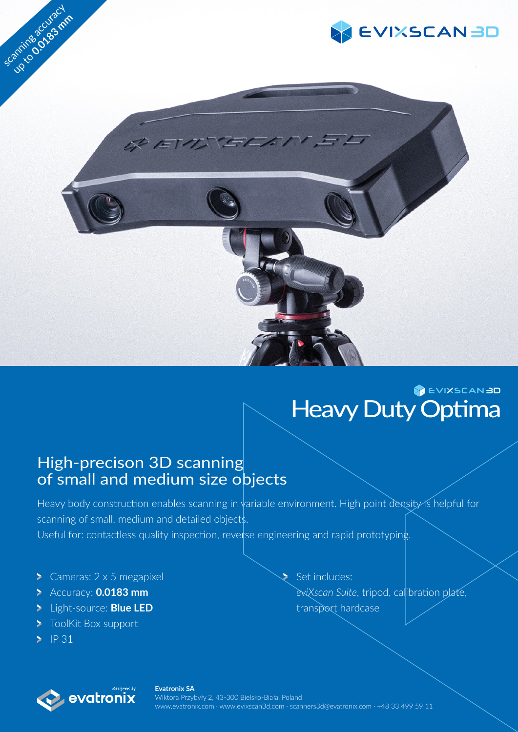scanning accuracy up to **0.0183 mm**

EVIXSCAN 3D

EVIXSCAN 3D

# Heavy Duty Optima

## High-precison 3D scanning of small and medium size objects

Heavy body construction enables scanning in variable environment. High point density is helpful for scanning of small, medium and detailed objects.
Useful for: contactless quality inspection, reverse engineering and rapid prototyping.

- Cameras: 2 x 5 megapixel
- Accuracy: **0.0183 mm**
- Light-source: **Blue LED**
- ToolKit Box support
- IP 31
- Set includes: *eviXscan Suite*, tripod, calibration plate, transport hardcase

designed by evatronix

**Evatronix SA**
Wiktora Przybyły 2, 43-300 Bielsko-Biała, Poland
www.evatronix.com · www.evixscan3d.com · scanners3d@evatronix.com · +48 33 499 59 11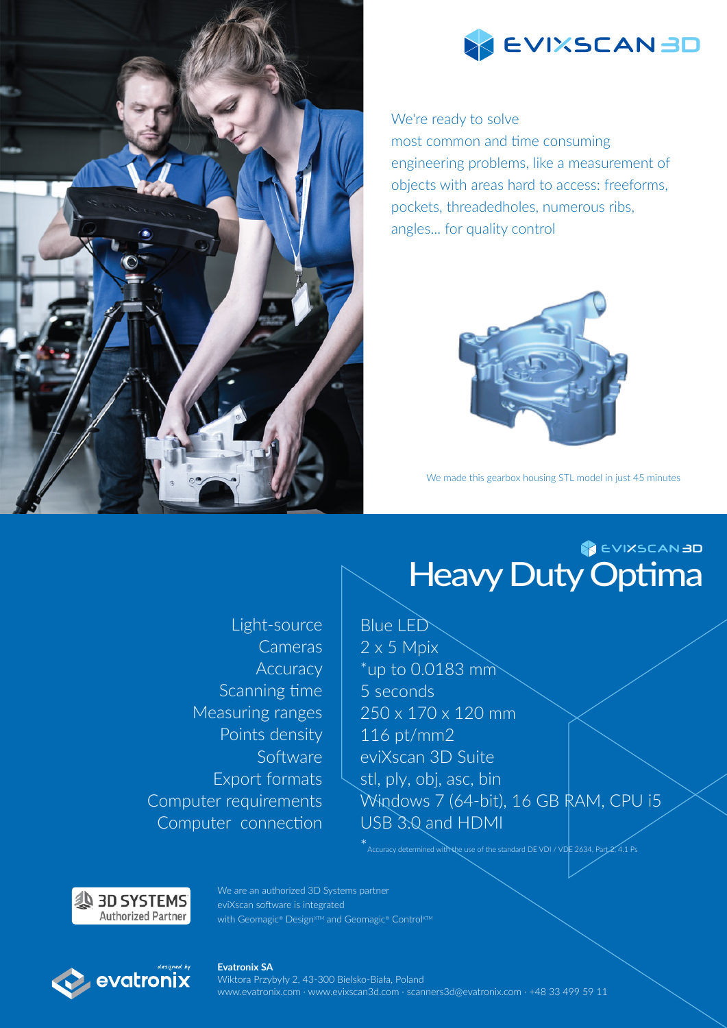EVIXSCAN 3D

We're ready to solve most common and time consuming engineering problems, like a measurement of objects with areas hard to access: freeforms, pockets, threadedholes, numerous ribs, angles... for quality control

We made this gearbox housing STL model in just 45 minutes

EVIXSCAN 3D

# Heavy Duty Optima

| | |
|---|---|
| Light-source | Blue LED |
| Cameras | 2 x 5 Mpix |
| Accuracy | *up to 0.0183 mm |
| Scanning time | 5 seconds |
| Measuring ranges | 250 x 170 x 120 mm |
| Points density | 116 pt/mm2 |
| Software | eviXscan 3D Suite |
| Export formats | stl, ply, obj, asc, bin |
| Computer requirements | Windows 7 (64-bit), 16 GB RAM, CPU i5 |
| Computer connection | USB 3.0 and HDMI |

* Accuracy determined with the use of the standard DE VDI / VDE 2634, Part 2, 4.1 Ps

3D SYSTEMS Authorized Partner

We are an authorized 3D Systems partner
eviXscan software is integrated
with Geomagic® Design™ and Geomagic® Control™

designed by evatronix

**Evatronix SA**
Wiktora Przybyły 2, 43-300 Bielsko-Biała, Poland
www.evatronix.com · www.evixscan3d.com · scanners3d@evatronix.com · +48 33 499 59 11